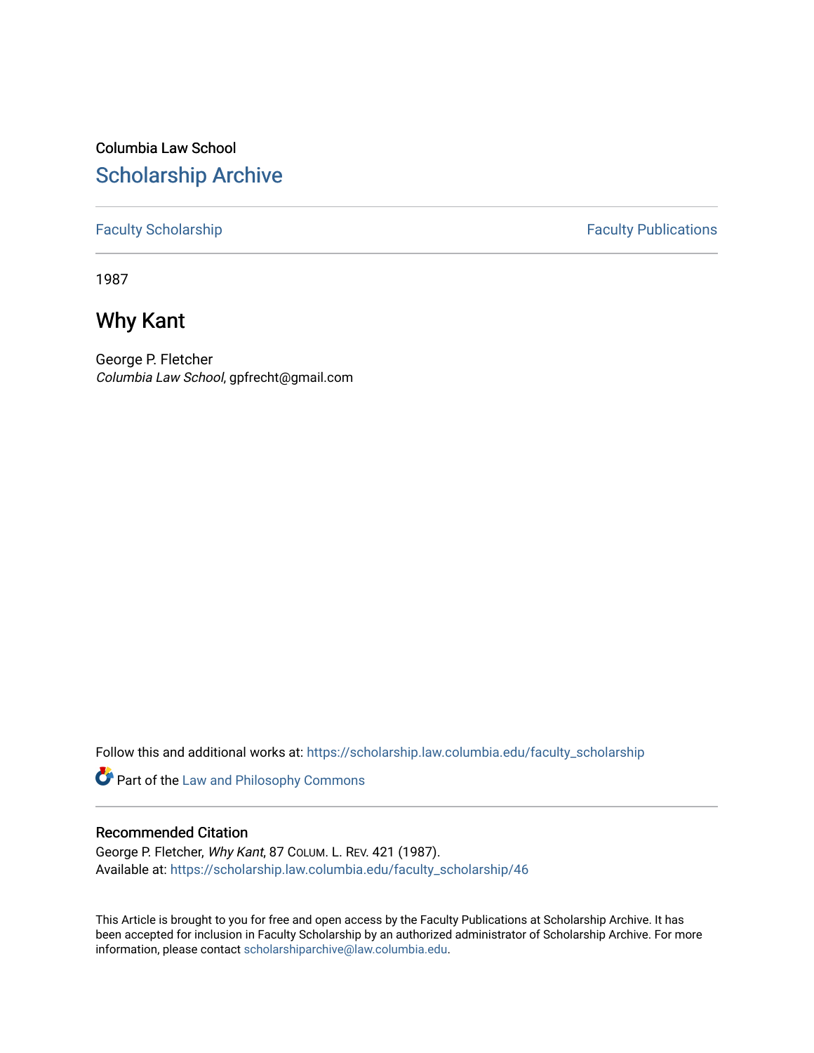Columbia Law School

# Scholarship Archive

Faculty Scholarship | Faculty Publications

1987

## Why Kant

George P. Fletcher
*Columbia Law School*, gpfrecht@gmail.com

Follow this and additional works at: https://scholarship.law.columbia.edu/faculty_scholarship

Part of the Law and Philosophy Commons

### Recommended Citation

George P. Fletcher, *Why Kant*, 87 COLUM. L. REV. 421 (1987).
Available at: https://scholarship.law.columbia.edu/faculty_scholarship/46

This Article is brought to you for free and open access by the Faculty Publications at Scholarship Archive. It has been accepted for inclusion in Faculty Scholarship by an authorized administrator of Scholarship Archive. For more information, please contact scholarshiparchive@law.columbia.edu.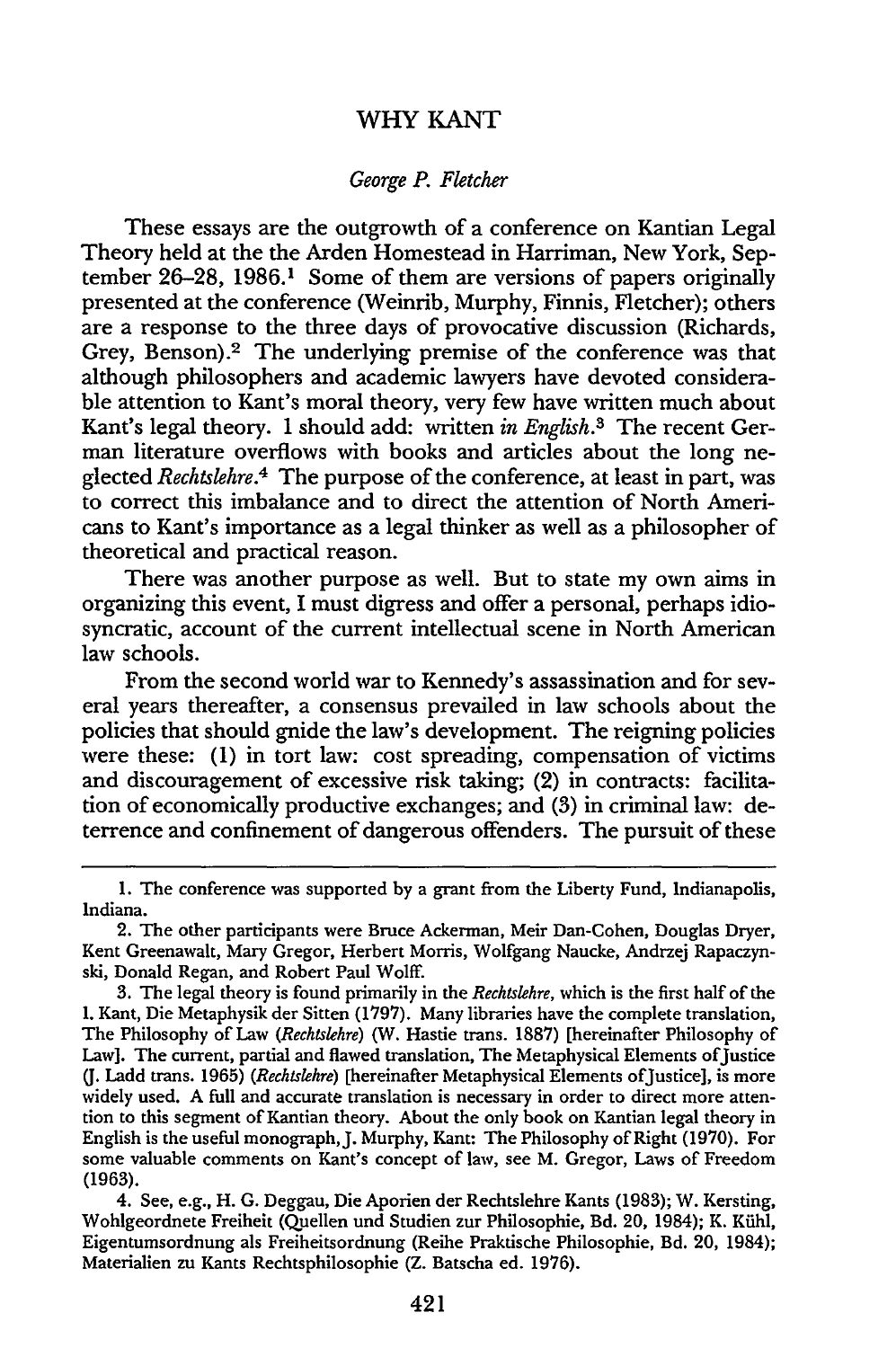# WHY KANT

*George P. Fletcher*

These essays are the outgrowth of a conference on Kantian Legal Theory held at the the Arden Homestead in Harriman, New York, September 26–28, 1986.[1] Some of them are versions of papers originally presented at the conference (Weinrib, Murphy, Finnis, Fletcher); others are a response to the three days of provocative discussion (Richards, Grey, Benson).[2] The underlying premise of the conference was that although philosophers and academic lawyers have devoted considerable attention to Kant's moral theory, very few have written much about Kant's legal theory. I should add: written *in English*.[3] The recent German literature overflows with books and articles about the long neglected *Rechtslehre*.[4] The purpose of the conference, at least in part, was to correct this imbalance and to direct the attention of North Americans to Kant's importance as a legal thinker as well as a philosopher of theoretical and practical reason.

There was another purpose as well. But to state my own aims in organizing this event, I must digress and offer a personal, perhaps idiosyncratic, account of the current intellectual scene in North American law schools.

From the second world war to Kennedy's assassination and for several years thereafter, a consensus prevailed in law schools about the policies that should gnide the law's development. The reigning policies were these: (1) in tort law: cost spreading, compensation of victims and discouragement of excessive risk taking; (2) in contracts: facilitation of economically productive exchanges; and (3) in criminal law: deterrence and confinement of dangerous offenders. The pursuit of these

---

1. The conference was supported by a grant from the Liberty Fund, Indianapolis, Indiana.

2. The other participants were Bruce Ackerman, Meir Dan-Cohen, Douglas Dryer, Kent Greenawalt, Mary Gregor, Herbert Morris, Wolfgang Naucke, Andrzej Rapaczynski, Donald Regan, and Robert Paul Wolff.

3. The legal theory is found primarily in the *Rechtslehre*, which is the first half of the I. Kant, Die Metaphysik der Sitten (1797). Many libraries have the complete translation, The Philosophy of Law (*Rechtslehre*) (W. Hastie trans. 1887) [hereinafter Philosophy of Law]. The current, partial and flawed translation, The Metaphysical Elements of Justice (J. Ladd trans. 1965) (*Rechtslehre*) [hereinafter Metaphysical Elements of Justice], is more widely used. A full and accurate translation is necessary in order to direct more attention to this segment of Kantian theory. About the only book on Kantian legal theory in English is the useful monograph, J. Murphy, Kant: The Philosophy of Right (1970). For some valuable comments on Kant's concept of law, see M. Gregor, Laws of Freedom (1963).

4. See, e.g., H. G. Deggau, Die Aporien der Rechtslehre Kants (1983); W. Kersting, Wohlgeordnete Freiheit (Quellen und Studien zur Philosophie, Bd. 20, 1984); K. Kühl, Eigentumsordnung als Freiheitsordnung (Reihe Praktische Philosophie, Bd. 20, 1984); Materialien zu Kants Rechtsphilosophie (Z. Batscha ed. 1976).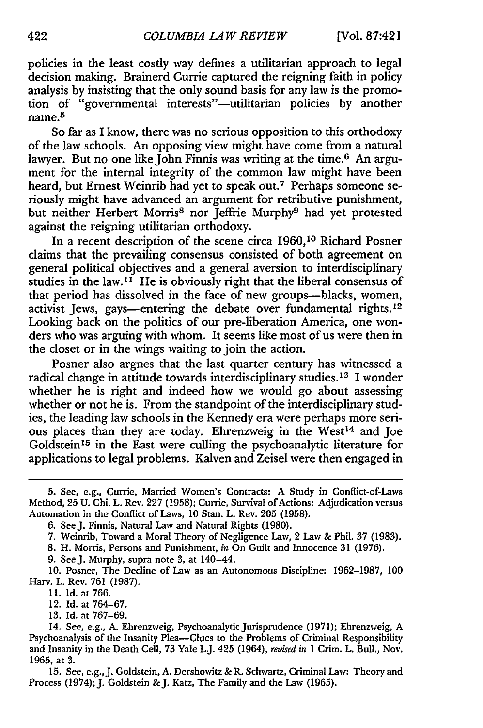policies in the least costly way defines a utilitarian approach to legal decision making. Brainerd Currie captured the reigning faith in policy analysis by insisting that the only sound basis for any law is the promotion of "governmental interests"—utilitarian policies by another name.[5]

So far as I know, there was no serious opposition to this orthodoxy of the law schools. An opposing view might have come from a natural lawyer. But no one like John Finnis was writing at the time.[6] An argument for the internal integrity of the common law might have been heard, but Ernest Weinrib had yet to speak out.[7] Perhaps someone seriously might have advanced an argument for retributive punishment, but neither Herbert Morris[8] nor Jeffrie Murphy[9] had yet protested against the reigning utilitarian orthodoxy.

In a recent description of the scene circa 1960,[10] Richard Posner claims that the prevailing consensus consisted of both agreement on general political objectives and a general aversion to interdisciplinary studies in the law.[11] He is obviously right that the liberal consensus of that period has dissolved in the face of new groups—blacks, women, activist Jews, gays—entering the debate over fundamental rights.[12] Looking back on the politics of our pre-liberation America, one wonders who was arguing with whom. It seems like most of us were then in the closet or in the wings waiting to join the action.

Posner also argues that the last quarter century has witnessed a radical change in attitude towards interdisciplinary studies.[13] I wonder whether he is right and indeed how we would go about assessing whether or not he is. From the standpoint of the interdisciplinary studies, the leading law schools in the Kennedy era were perhaps more serious places than they are today. Ehrenzweig in the West[14] and Joe Goldstein[15] in the East were culling the psychoanalytic literature for applications to legal problems. Kalven and Zeisel were then engaged in

---

5. See, e.g., Currie, Married Women's Contracts: A Study in Conflict-of-Laws Method, 25 U. Chi. L. Rev. 227 (1958); Currie, Survival of Actions: Adjudication versus Automation in the Conflict of Laws, 10 Stan. L. Rev. 205 (1958).

6. See J. Finnis, Natural Law and Natural Rights (1980).

7. Weinrib, Toward a Moral Theory of Negligence Law, 2 Law & Phil. 37 (1983).

8. H. Morris, Persons and Punishment, *in* On Guilt and Innocence 31 (1976).

9. See J. Murphy, supra note 3, at 140–44.

10. Posner, The Decline of Law as an Autonomous Discipline: 1962–1987, 100 Harv. L. Rev. 761 (1987).

11. Id. at 766.

12. Id. at 764–67.

13. Id. at 767–69.

14. See, e.g., A. Ehrenzweig, Psychoanalytic Jurisprudence (1971); Ehrenzweig, A Psychoanalysis of the Insanity Plea—Clues to the Problems of Criminal Responsibility and Insanity in the Death Cell, 73 Yale L.J. 425 (1964), *revised in* 1 Crim. L. Bull., Nov. 1965, at 3.

15. See, e.g., J. Goldstein, A. Dershowitz & R. Schwartz, Criminal Law: Theory and Process (1974); J. Goldstein & J. Katz, The Family and the Law (1965).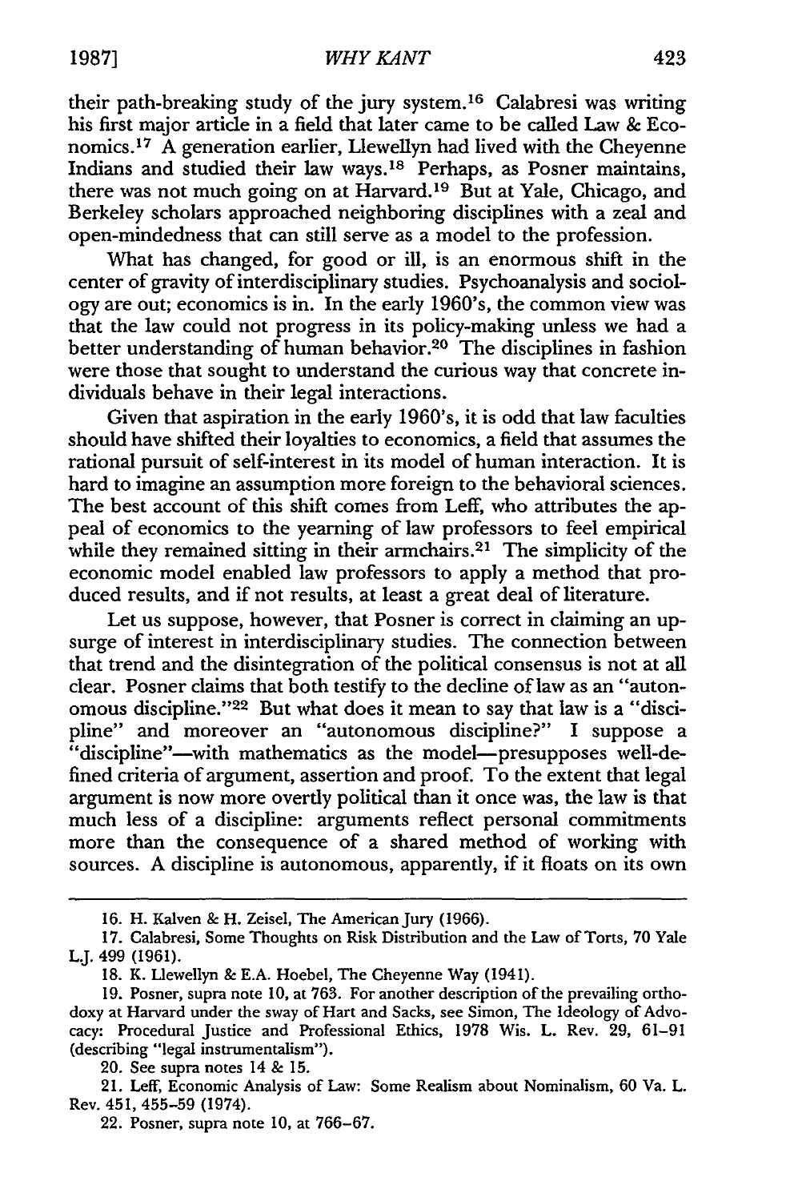their path-breaking study of the jury system.[16] Calabresi was writing his first major article in a field that later came to be called Law & Economics.[17] A generation earlier, Llewellyn had lived with the Cheyenne Indians and studied their law ways.[18] Perhaps, as Posner maintains, there was not much going on at Harvard.[19] But at Yale, Chicago, and Berkeley scholars approached neighboring disciplines with a zeal and open-mindedness that can still serve as a model to the profession.

What has changed, for good or ill, is an enormous shift in the center of gravity of interdisciplinary studies. Psychoanalysis and sociology are out; economics is in. In the early 1960's, the common view was that the law could not progress in its policy-making unless we had a better understanding of human behavior.[20] The disciplines in fashion were those that sought to understand the curious way that concrete individuals behave in their legal interactions.

Given that aspiration in the early 1960's, it is odd that law faculties should have shifted their loyalties to economics, a field that assumes the rational pursuit of self-interest in its model of human interaction. It is hard to imagine an assumption more foreign to the behavioral sciences. The best account of this shift comes from Leff, who attributes the appeal of economics to the yearning of law professors to feel empirical while they remained sitting in their armchairs.[21] The simplicity of the economic model enabled law professors to apply a method that produced results, and if not results, at least a great deal of literature.

Let us suppose, however, that Posner is correct in claiming an upsurge of interest in interdisciplinary studies. The connection between that trend and the disintegration of the political consensus is not at all clear. Posner claims that both testify to the decline of law as an "autonomous discipline."[22] But what does it mean to say that law is a "discipline" and moreover an "autonomous discipline?" I suppose a "discipline"—with mathematics as the model—presupposes well-defined criteria of argument, assertion and proof. To the extent that legal argument is now more overtly political than it once was, the law is that much less of a discipline: arguments reflect personal commitments more than the consequence of a shared method of working with sources. A discipline is autonomous, apparently, if it floats on its own

---

16. H. Kalven & H. Zeisel, The American Jury (1966).

17. Calabresi, Some Thoughts on Risk Distribution and the Law of Torts, 70 Yale L.J. 499 (1961).

18. K. Llewellyn & E.A. Hoebel, The Cheyenne Way (1941).

19. Posner, supra note 10, at 763. For another description of the prevailing orthodoxy at Harvard under the sway of Hart and Sacks, see Simon, The Ideology of Advocacy: Procedural Justice and Professional Ethics, 1978 Wis. L. Rev. 29, 61–91 (describing "legal instrumentalism").

20. See supra notes 14 & 15.

21. Leff, Economic Analysis of Law: Some Realism about Nominalism, 60 Va. L. Rev. 451, 455–59 (1974).

22. Posner, supra note 10, at 766–67.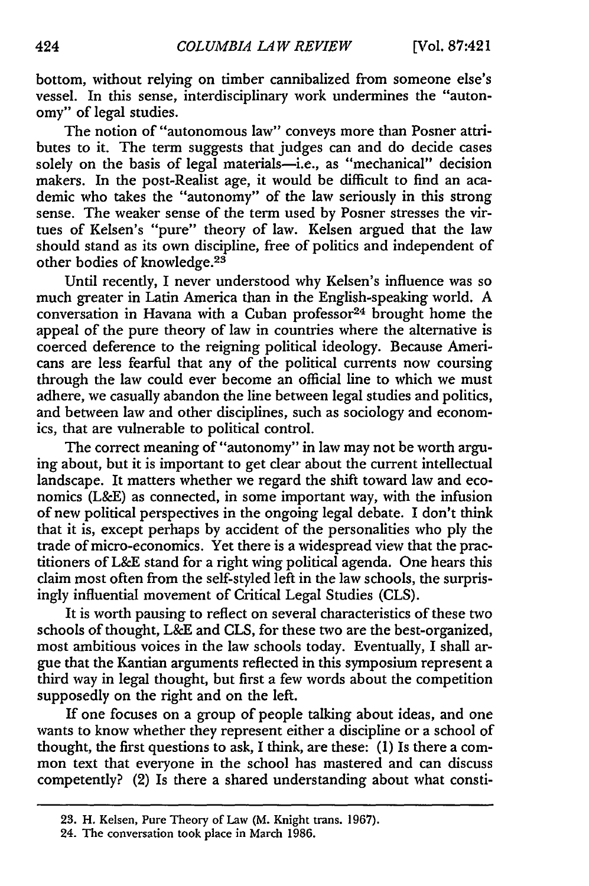bottom, without relying on timber cannibalized from someone else's vessel. In this sense, interdisciplinary work undermines the "autonomy" of legal studies.

The notion of "autonomous law" conveys more than Posner attributes to it. The term suggests that judges can and do decide cases solely on the basis of legal materials—i.e., as "mechanical" decision makers. In the post-Realist age, it would be difficult to find an academic who takes the "autonomy" of the law seriously in this strong sense. The weaker sense of the term used by Posner stresses the virtues of Kelsen's "pure" theory of law. Kelsen argued that the law should stand as its own discipline, free of politics and independent of other bodies of knowledge.[23]

Until recently, I never understood why Kelsen's influence was so much greater in Latin America than in the English-speaking world. A conversation in Havana with a Cuban professor[24] brought home the appeal of the pure theory of law in countries where the alternative is coerced deference to the reigning political ideology. Because Americans are less fearful that any of the political currents now coursing through the law could ever become an official line to which we must adhere, we casually abandon the line between legal studies and politics, and between law and other disciplines, such as sociology and economics, that are vulnerable to political control.

The correct meaning of "autonomy" in law may not be worth arguing about, but it is important to get clear about the current intellectual landscape. It matters whether we regard the shift toward law and economics (L&E) as connected, in some important way, with the infusion of new political perspectives in the ongoing legal debate. I don't think that it is, except perhaps by accident of the personalities who ply the trade of micro-economics. Yet there is a widespread view that the practitioners of L&E stand for a right wing political agenda. One hears this claim most often from the self-styled left in the law schools, the surprisingly influential movement of Critical Legal Studies (CLS).

It is worth pausing to reflect on several characteristics of these two schools of thought, L&E and CLS, for these two are the best-organized, most ambitious voices in the law schools today. Eventually, I shall argue that the Kantian arguments reflected in this symposium represent a third way in legal thought, but first a few words about the competition supposedly on the right and on the left.

If one focuses on a group of people talking about ideas, and one wants to know whether they represent either a discipline or a school of thought, the first questions to ask, I think, are these: (1) Is there a common text that everyone in the school has mastered and can discuss competently? (2) Is there a shared understanding about what consti-

---

23. H. Kelsen, Pure Theory of Law (M. Knight trans. 1967).

24. The conversation took place in March 1986.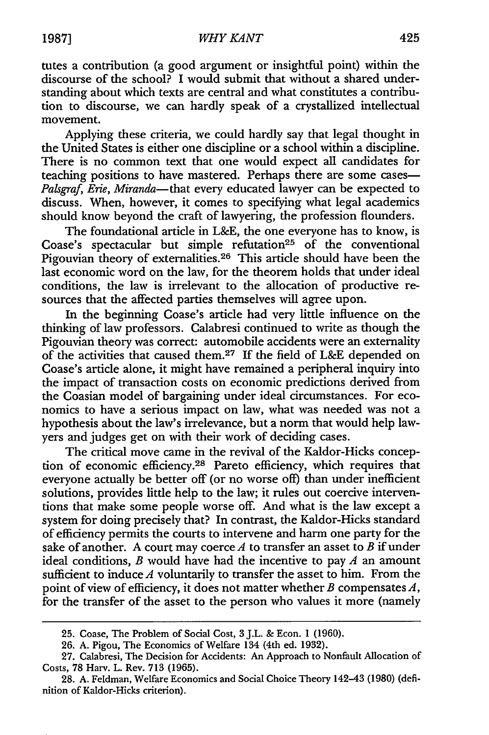tutes a contribution (a good argument or insightful point) within the discourse of the school? I would submit that without a shared understanding about which texts are central and what constitutes a contribution to discourse, we can hardly speak of a crystallized intellectual movement.

Applying these criteria, we could hardly say that legal thought in the United States is either one discipline or a school within a discipline. There is no common text that one would expect all candidates for teaching positions to have mastered. Perhaps there are some cases—*Palsgraf*, *Erie*, *Miranda*—that every educated lawyer can be expected to discuss. When, however, it comes to specifying what legal academics should know beyond the craft of lawyering, the profession flounders.

The foundational article in L&E, the one everyone has to know, is Coase's spectacular but simple refutation[25] of the conventional Pigouvian theory of externalities.[26] This article should have been the last economic word on the law, for the theorem holds that under ideal conditions, the law is irrelevant to the allocation of productive resources that the affected parties themselves will agree upon.

In the beginning Coase's article had very little influence on the thinking of law professors. Calabresi continued to write as though the Pigouvian theory was correct: automobile accidents were an externality of the activities that caused them.[27] If the field of L&E depended on Coase's article alone, it might have remained a peripheral inquiry into the impact of transaction costs on economic predictions derived from the Coasian model of bargaining under ideal circumstances. For economics to have a serious impact on law, what was needed was not a hypothesis about the law's irrelevance, but a norm that would help lawyers and judges get on with their work of deciding cases.

The critical move came in the revival of the Kaldor-Hicks conception of economic efficiency.[28] Pareto efficiency, which requires that everyone actually be better off (or no worse off) than under inefficient solutions, provides little help to the law; it rules out coercive interventions that make some people worse off. And what is the law except a system for doing precisely that? In contrast, the Kaldor-Hicks standard of efficiency permits the courts to intervene and harm one party for the sake of another. A court may coerce *A* to transfer an asset to *B* if under ideal conditions, *B* would have had the incentive to pay *A* an amount sufficient to induce *A* voluntarily to transfer the asset to him. From the point of view of efficiency, it does not matter whether *B* compensates *A*, for the transfer of the asset to the person who values it more (namely

---

25. Coase, The Problem of Social Cost, 3 J.L. & Econ. 1 (1960).

26. A. Pigou, The Economics of Welfare 134 (4th ed. 1932).

27. Calabresi, The Decision for Accidents: An Approach to Nonfault Allocation of Costs, 78 Harv. L. Rev. 713 (1965).

28. A. Feldman, Welfare Economics and Social Choice Theory 142–43 (1980) (definition of Kaldor-Hicks criterion).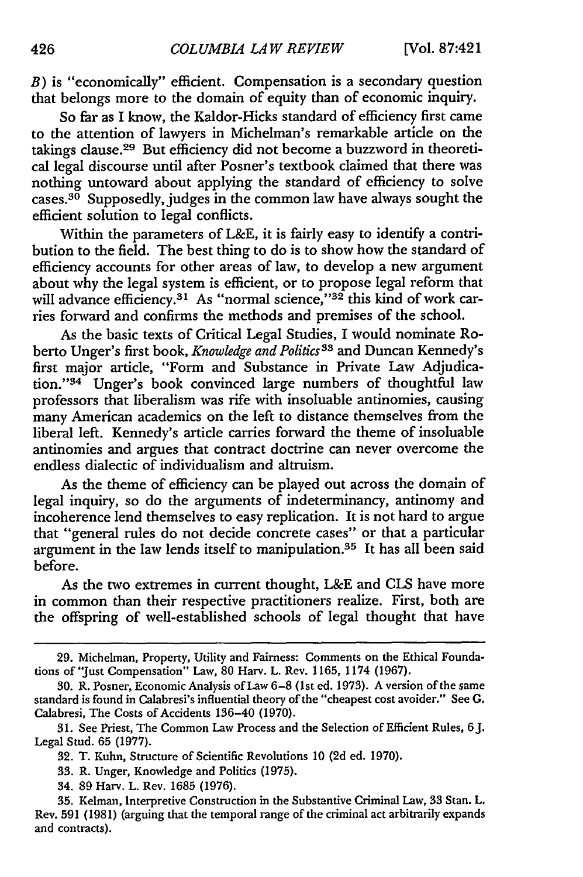*B*) is "economically" efficient. Compensation is a secondary question that belongs more to the domain of equity than of economic inquiry.

So far as I know, the Kaldor-Hicks standard of efficiency first came to the attention of lawyers in Michelman's remarkable article on the takings clause.[29] But efficiency did not become a buzzword in theoretical legal discourse until after Posner's textbook claimed that there was nothing untoward about applying the standard of efficiency to solve cases.[30] Supposedly, judges in the common law have always sought the efficient solution to legal conflicts.

Within the parameters of L&E, it is fairly easy to identify a contribution to the field. The best thing to do is to show how the standard of efficiency accounts for other areas of law, to develop a new argument about why the legal system is efficient, or to propose legal reform that will advance efficiency.[31] As "normal science,"[32] this kind of work carries forward and confirms the methods and premises of the school.

As the basic texts of Critical Legal Studies, I would nominate Roberto Unger's first book, *Knowledge and Politics*[33] and Duncan Kennedy's first major article, "Form and Substance in Private Law Adjudication."[34] Unger's book convinced large numbers of thoughtful law professors that liberalism was rife with insoluable antinomies, causing many American academics on the left to distance themselves from the liberal left. Kennedy's article carries forward the theme of insoluable antinomies and argues that contract doctrine can never overcome the endless dialectic of individualism and altruism.

As the theme of efficiency can be played out across the domain of legal inquiry, so do the arguments of indeterminancy, antinomy and incoherence lend themselves to easy replication. It is not hard to argue that "general rules do not decide concrete cases" or that a particular argument in the law lends itself to manipulation.[35] It has all been said before.

As the two extremes in current thought, L&E and CLS have more in common than their respective practitioners realize. First, both are the offspring of well-established schools of legal thought that have

---

29. Michelman, Property, Utility and Fairness: Comments on the Ethical Foundations of "Just Compensation" Law, 80 Harv. L. Rev. 1165, 1174 (1967).

30. R. Posner, Economic Analysis of Law 6–8 (1st ed. 1973). A version of the same standard is found in Calabresi's influential theory of the "cheapest cost avoider." See G. Calabresi, The Costs of Accidents 136–40 (1970).

31. See Priest, The Common Law Process and the Selection of Efficient Rules, 6 J. Legal Stud. 65 (1977).

32. T. Kuhn, Structure of Scientific Revolutions 10 (2d ed. 1970).

33. R. Unger, Knowledge and Politics (1975).

34. 89 Harv. L. Rev. 1685 (1976).

35. Kelman, Interpretive Construction in the Substantive Criminal Law, 33 Stan. L. Rev. 591 (1981) (arguing that the temporal range of the criminal act arbitrarily expands and contracts).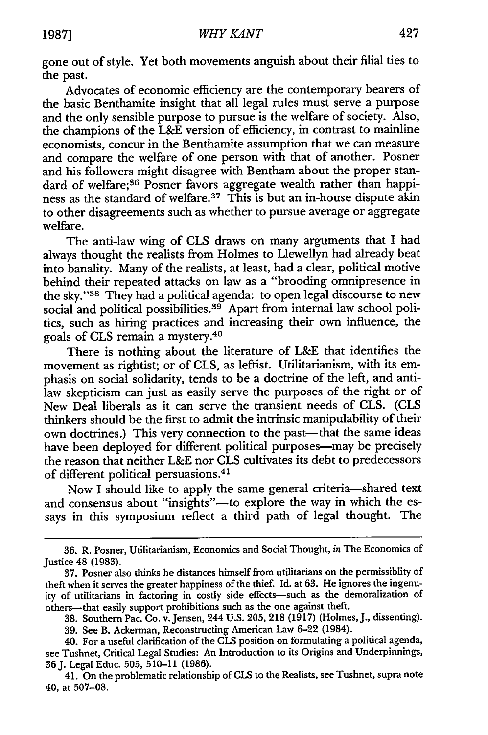gone out of style. Yet both movements anguish about their filial ties to the past.

Advocates of economic efficiency are the contemporary bearers of the basic Benthamite insight that all legal rules must serve a purpose and the only sensible purpose to pursue is the welfare of society. Also, the champions of the L&E version of efficiency, in contrast to mainline economists, concur in the Benthamite assumption that we can measure and compare the welfare of one person with that of another. Posner and his followers might disagree with Bentham about the proper standard of welfare;[36] Posner favors aggregate wealth rather than happiness as the standard of welfare.[37] This is but an in-house dispute akin to other disagreements such as whether to pursue average or aggregate welfare.

The anti-law wing of CLS draws on many arguments that I had always thought the realists from Holmes to Llewellyn had already beat into banality. Many of the realists, at least, had a clear, political motive behind their repeated attacks on law as a "brooding omnipresence in the sky."[38] They had a political agenda: to open legal discourse to new social and political possibilities.[39] Apart from internal law school politics, such as hiring practices and increasing their own influence, the goals of CLS remain a mystery.[40]

There is nothing about the literature of L&E that identifies the movement as rightist; or of CLS, as leftist. Utilitarianism, with its emphasis on social solidarity, tends to be a doctrine of the left, and anti-law skepticism can just as easily serve the purposes of the right or of New Deal liberals as it can serve the transient needs of CLS. (CLS thinkers should be the first to admit the intrinsic manipulability of their own doctrines.) This very connection to the past—that the same ideas have been deployed for different political purposes—may be precisely the reason that neither L&E nor CLS cultivates its debt to predecessors of different political persuasions.[41]

Now I should like to apply the same general criteria—shared text and consensus about "insights"—to explore the way in which the essays in this symposium reflect a third path of legal thought. The

---

36. R. Posner, Utilitarianism, Economics and Social Thought, *in* The Economics of Justice 48 (1983).

37. Posner also thinks he distances himself from utilitarians on the permissiblity of theft when it serves the greater happiness of the thief. Id. at 63. He ignores the ingenuity of utilitarians in factoring in costly side effects—such as the demoralization of others—that easily support prohibitions such as the one against theft.

38. Southern Pac. Co. v. Jensen, 244 U.S. 205, 218 (1917) (Holmes, J., dissenting).

39. See B. Ackerman, Reconstructing American Law 6–22 (1984).

40. For a useful clarification of the CLS position on formulating a political agenda, see Tushnet, Critical Legal Studies: An Introduction to its Origins and Underpinnings, 36 J. Legal Educ. 505, 510–11 (1986).

41. On the problematic relationship of CLS to the Realists, see Tushnet, supra note 40, at 507–08.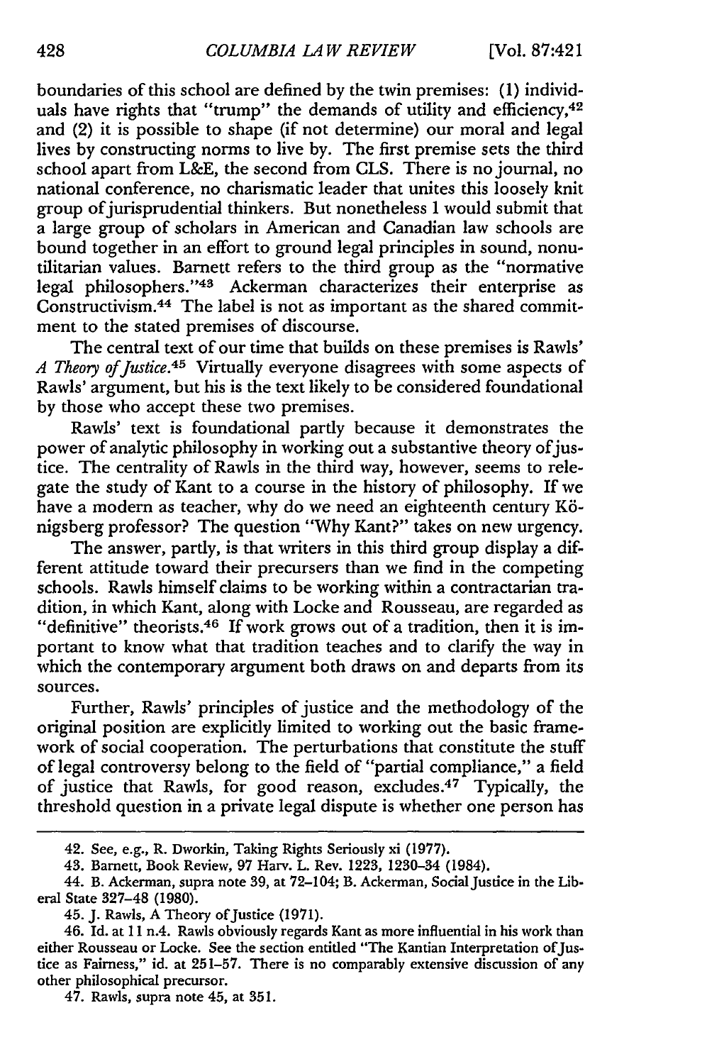boundaries of this school are defined by the twin premises: (1) individuals have rights that "trump" the demands of utility and efficiency,[42] and (2) it is possible to shape (if not determine) our moral and legal lives by constructing norms to live by. The first premise sets the third school apart from L&E, the second from CLS. There is no journal, no national conference, no charismatic leader that unites this loosely knit group of jurisprudential thinkers. But nonetheless I would submit that a large group of scholars in American and Canadian law schools are bound together in an effort to ground legal principles in sound, nonutilitarian values. Barnett refers to the third group as the "normative legal philosophers."[43] Ackerman characterizes their enterprise as Constructivism.[44] The label is not as important as the shared commitment to the stated premises of discourse.

The central text of our time that builds on these premises is Rawls' *A Theory of Justice*.[45] Virtually everyone disagrees with some aspects of Rawls' argument, but his is the text likely to be considered foundational by those who accept these two premises.

Rawls' text is foundational partly because it demonstrates the power of analytic philosophy in working out a substantive theory of justice. The centrality of Rawls in the third way, however, seems to relegate the study of Kant to a course in the history of philosophy. If we have a modern as teacher, why do we need an eighteenth century Königsberg professor? The question "Why Kant?" takes on new urgency.

The answer, partly, is that writers in this third group display a different attitude toward their precursers than we find in the competing schools. Rawls himself claims to be working within a contractarian tradition, in which Kant, along with Locke and Rousseau, are regarded as "definitive" theorists.[46] If work grows out of a tradition, then it is important to know what that tradition teaches and to clarify the way in which the contemporary argument both draws on and departs from its sources.

Further, Rawls' principles of justice and the methodology of the original position are explicitly limited to working out the basic framework of social cooperation. The perturbations that constitute the stuff of legal controversy belong to the field of "partial compliance," a field of justice that Rawls, for good reason, excludes.[47] Typically, the threshold question in a private legal dispute is whether one person has

---

42. See, e.g., R. Dworkin, Taking Rights Seriously xi (1977).

43. Barnett, Book Review, 97 Harv. L. Rev. 1223, 1230–34 (1984).

44. B. Ackerman, supra note 39, at 72–104; B. Ackerman, Social Justice in the Liberal State 327–48 (1980).

45. J. Rawls, A Theory of Justice (1971).

46. Id. at 11 n.4. Rawls obviously regards Kant as more influential in his work than either Rousseau or Locke. See the section entitled "The Kantian Interpretation of Justice as Fairness," id. at 251–57. There is no comparably extensive discussion of any other philosophical precursor.

47. Rawls, supra note 45, at 351.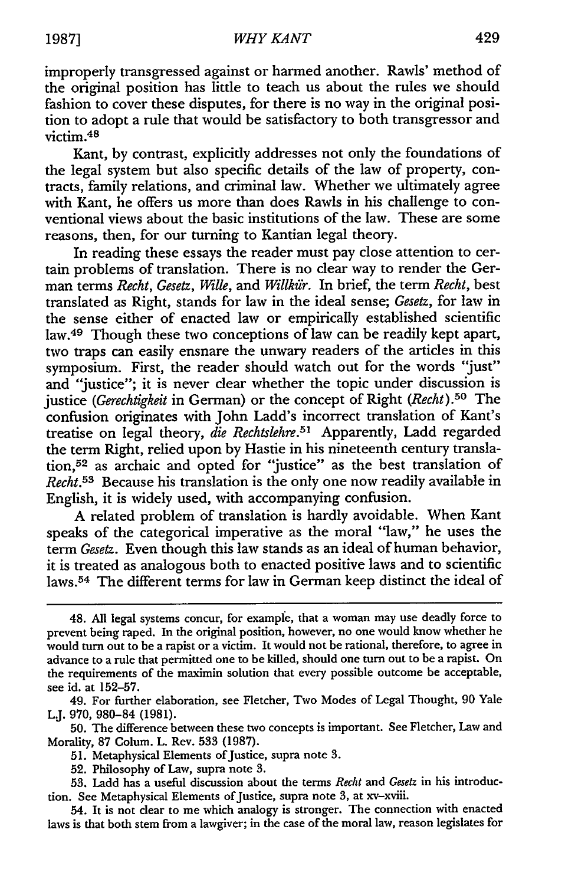improperly transgressed against or harmed another. Rawls' method of the original position has little to teach us about the rules we should fashion to cover these disputes, for there is no way in the original position to adopt a rule that would be satisfactory to both transgressor and victim.[48]

Kant, by contrast, explicitly addresses not only the foundations of the legal system but also specific details of the law of property, contracts, family relations, and criminal law. Whether we ultimately agree with Kant, he offers us more than does Rawls in his challenge to conventional views about the basic institutions of the law. These are some reasons, then, for our turning to Kantian legal theory.

In reading these essays the reader must pay close attention to certain problems of translation. There is no clear way to render the German terms *Recht*, *Gesetz*, *Wille*, and *Willkür*. In brief, the term *Recht*, best translated as Right, stands for law in the ideal sense; *Gesetz*, for law in the sense either of enacted law or empirically established scientific law.[49] Though these two conceptions of law can be readily kept apart, two traps can easily ensnare the unwary readers of the articles in this symposium. First, the reader should watch out for the words "just" and "justice"; it is never clear whether the topic under discussion is justice (*Gerechtigkeit* in German) or the concept of Right (*Recht*).[50] The confusion originates with John Ladd's incorrect translation of Kant's treatise on legal theory, *die Rechtslehre*.[51] Apparently, Ladd regarded the term Right, relied upon by Hastie in his nineteenth century translation,[52] as archaic and opted for "justice" as the best translation of *Recht*.[53] Because his translation is the only one now readily available in English, it is widely used, with accompanying confusion.

A related problem of translation is hardly avoidable. When Kant speaks of the categorical imperative as the moral "law," he uses the term *Gesetz*. Even though this law stands as an ideal of human behavior, it is treated as analogous both to enacted positive laws and to scientific laws.[54] The different terms for law in German keep distinct the ideal of

---

48. All legal systems concur, for example, that a woman may use deadly force to prevent being raped. In the original position, however, no one would know whether he would turn out to be a rapist or a victim. It would not be rational, therefore, to agree in advance to a rule that permitted one to be killed, should one turn out to be a rapist. On the requirements of the maximin solution that every possible outcome be acceptable, see id. at 152–57.

49. For further elaboration, see Fletcher, Two Modes of Legal Thought, 90 Yale L.J. 970, 980–84 (1981).

50. The difference between these two concepts is important. See Fletcher, Law and Morality, 87 Colum. L. Rev. 533 (1987).

51. Metaphysical Elements of Justice, supra note 3.

52. Philosophy of Law, supra note 3.

53. Ladd has a useful discussion about the terms *Recht* and *Gesetz* in his introduction. See Metaphysical Elements of Justice, supra note 3, at xv–xviii.

54. It is not clear to me which analogy is stronger. The connection with enacted laws is that both stem from a lawgiver; in the case of the moral law, reason legislates for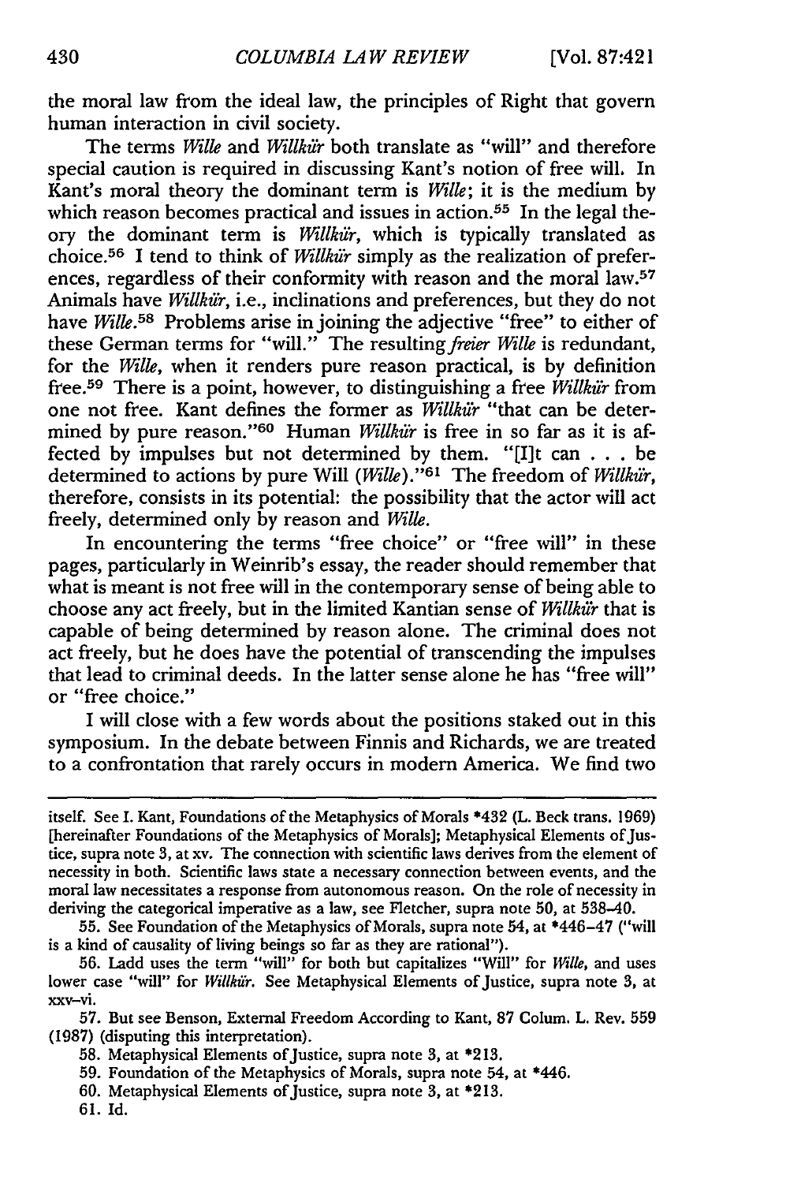the moral law from the ideal law, the principles of Right that govern human interaction in civil society.

The terms *Wille* and *Willkür* both translate as "will" and therefore special caution is required in discussing Kant's notion of free will. In Kant's moral theory the dominant term is *Wille*; it is the medium by which reason becomes practical and issues in action.[55] In the legal theory the dominant term is *Willkür*, which is typically translated as choice.[56] I tend to think of *Willkür* simply as the realization of preferences, regardless of their conformity with reason and the moral law.[57] Animals have *Willkür*, i.e., inclinations and preferences, but they do not have *Wille*.[58] Problems arise in joining the adjective "free" to either of these German terms for "will." The resulting *freier Wille* is redundant, for the *Wille*, when it renders pure reason practical, is by definition free.[59] There is a point, however, to distinguishing a free *Willkür* from one not free. Kant defines the former as *Willkür* "that can be determined by pure reason."[60] Human *Willkür* is free in so far as it is affected by impulses but not determined by them. "[I]t can . . . be determined to actions by pure Will (*Wille*)."[61] The freedom of *Willkür*, therefore, consists in its potential: the possibility that the actor will act freely, determined only by reason and *Wille*.

In encountering the terms "free choice" or "free will" in these pages, particularly in Weinrib's essay, the reader should remember that what is meant is not free will in the contemporary sense of being able to choose any act freely, but in the limited Kantian sense of *Willkür* that is capable of being determined by reason alone. The criminal does not act freely, but he does have the potential of transcending the impulses that lead to criminal deeds. In the latter sense alone he has "free will" or "free choice."

I will close with a few words about the positions staked out in this symposium. In the debate between Finnis and Richards, we are treated to a confrontation that rarely occurs in modern America. We find two

---

itself. See I. Kant, Foundations of the Metaphysics of Morals *432 (L. Beck trans. 1969) [hereinafter Foundations of the Metaphysics of Morals]; Metaphysical Elements of Justice, supra note 3, at xv. The connection with scientific laws derives from the element of necessity in both. Scientific laws state a necessary connection between events, and the moral law necessitates a response from autonomous reason. On the role of necessity in deriving the categorical imperative as a law, see Fletcher, supra note 50, at 538–40.

55. See Foundation of the Metaphysics of Morals, supra note 54, at *446–47 ("will is a kind of causality of living beings so far as they are rational").

56. Ladd uses the term "will" for both but capitalizes "Will" for *Wille*, and uses lower case "will" for *Willkür*. See Metaphysical Elements of Justice, supra note 3, at xxv–vi.

57. But see Benson, External Freedom According to Kant, 87 Colum. L. Rev. 559 (1987) (disputing this interpretation).

58. Metaphysical Elements of Justice, supra note 3, at *213.

59. Foundation of the Metaphysics of Morals, supra note 54, at *446.

60. Metaphysical Elements of Justice, supra note 3, at *213.

61. Id.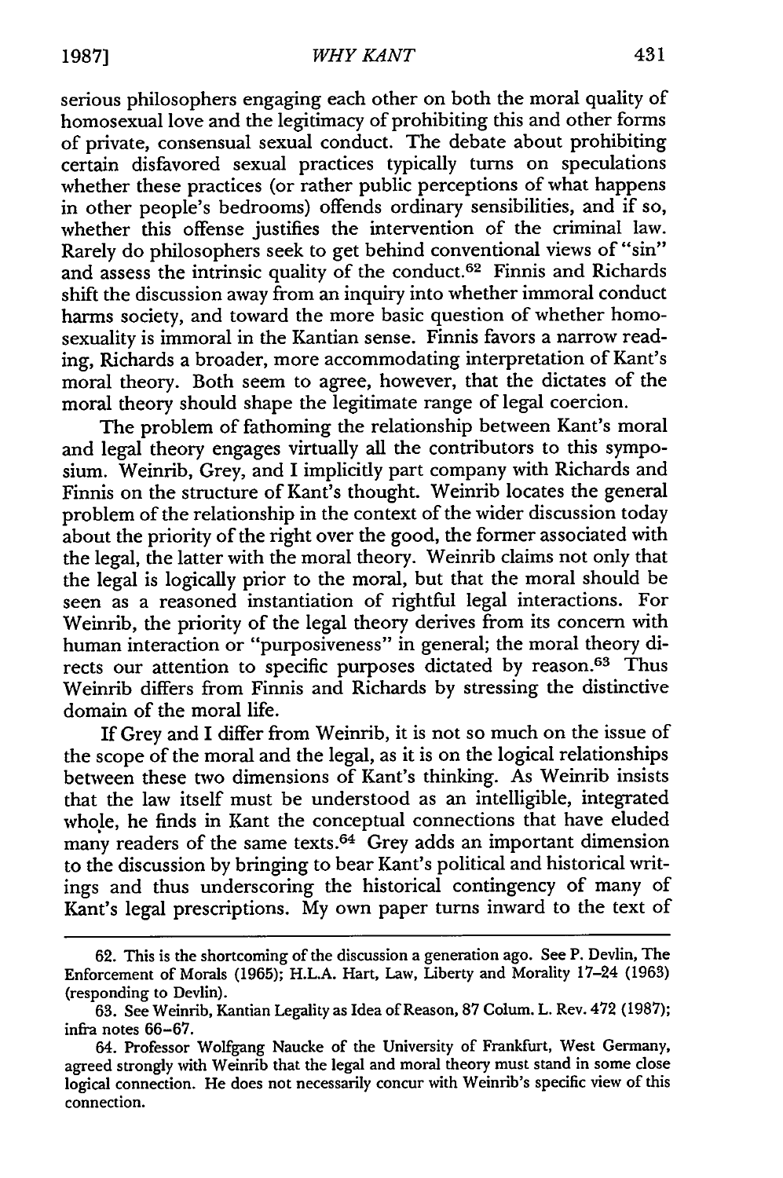serious philosophers engaging each other on both the moral quality of homosexual love and the legitimacy of prohibiting this and other forms of private, consensual sexual conduct. The debate about prohibiting certain disfavored sexual practices typically turns on speculations whether these practices (or rather public perceptions of what happens in other people's bedrooms) offends ordinary sensibilities, and if so, whether this offense justifies the intervention of the criminal law. Rarely do philosophers seek to get behind conventional views of "sin" and assess the intrinsic quality of the conduct.[62] Finnis and Richards shift the discussion away from an inquiry into whether immoral conduct harms society, and toward the more basic question of whether homosexuality is immoral in the Kantian sense. Finnis favors a narrow reading, Richards a broader, more accommodating interpretation of Kant's moral theory. Both seem to agree, however, that the dictates of the moral theory should shape the legitimate range of legal coercion.

The problem of fathoming the relationship between Kant's moral and legal theory engages virtually all the contributors to this symposium. Weinrib, Grey, and I implicitly part company with Richards and Finnis on the structure of Kant's thought. Weinrib locates the general problem of the relationship in the context of the wider discussion today about the priority of the right over the good, the former associated with the legal, the latter with the moral theory. Weinrib claims not only that the legal is logically prior to the moral, but that the moral should be seen as a reasoned instantiation of rightful legal interactions. For Weinrib, the priority of the legal theory derives from its concern with human interaction or "purposiveness" in general; the moral theory directs our attention to specific purposes dictated by reason.[63] Thus Weinrib differs from Finnis and Richards by stressing the distinctive domain of the moral life.

If Grey and I differ from Weinrib, it is not so much on the issue of the scope of the moral and the legal, as it is on the logical relationships between these two dimensions of Kant's thinking. As Weinrib insists that the law itself must be understood as an intelligible, integrated whole, he finds in Kant the conceptual connections that have eluded many readers of the same texts.[64] Grey adds an important dimension to the discussion by bringing to bear Kant's political and historical writings and thus underscoring the historical contingency of many of Kant's legal prescriptions. My own paper turns inward to the text of

---

62. This is the shortcoming of the discussion a generation ago. See P. Devlin, The Enforcement of Morals (1965); H.L.A. Hart, Law, Liberty and Morality 17–24 (1963) (responding to Devlin).

63. See Weinrib, Kantian Legality as Idea of Reason, 87 Colum. L. Rev. 472 (1987); infra notes 66–67.

64. Professor Wolfgang Naucke of the University of Frankfurt, West Germany, agreed strongly with Weinrib that the legal and moral theory must stand in some close logical connection. He does not necessarily concur with Weinrib's specific view of this connection.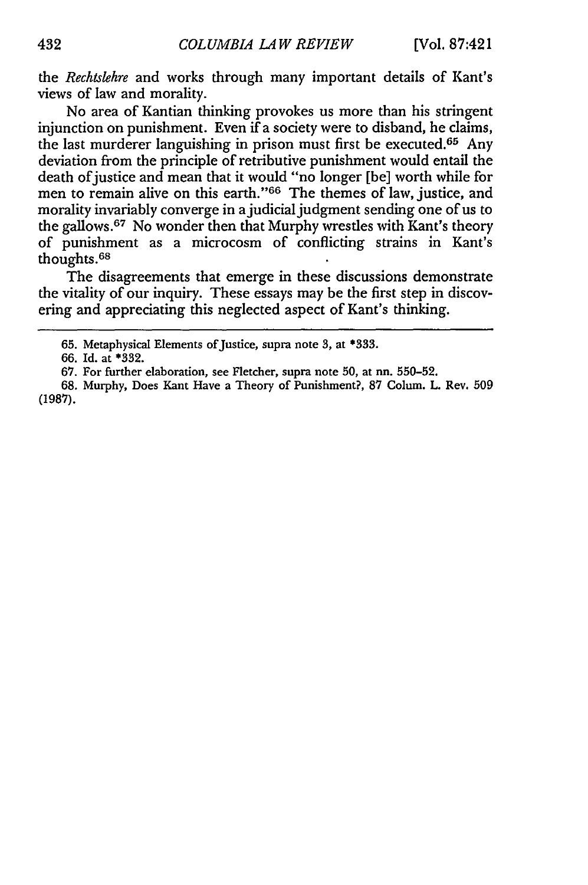the *Rechtslehre* and works through many important details of Kant's views of law and morality.

No area of Kantian thinking provokes us more than his stringent injunction on punishment. Even if a society were to disband, he claims, the last murderer languishing in prison must first be executed.[65] Any deviation from the principle of retributive punishment would entail the death of justice and mean that it would "no longer [be] worth while for men to remain alive on this earth."[66] The themes of law, justice, and morality invariably converge in a judicial judgment sending one of us to the gallows.[67] No wonder then that Murphy wrestles with Kant's theory of punishment as a microcosm of conflicting strains in Kant's thoughts.[68]

The disagreements that emerge in these discussions demonstrate the vitality of our inquiry. These essays may be the first step in discovering and appreciating this neglected aspect of Kant's thinking.

---

65. Metaphysical Elements of Justice, supra note 3, at *333.

66. Id. at *332.

67. For further elaboration, see Fletcher, supra note 50, at nn. 550–52.

68. Murphy, Does Kant Have a Theory of Punishment?, 87 Colum. L. Rev. 509 (1987).